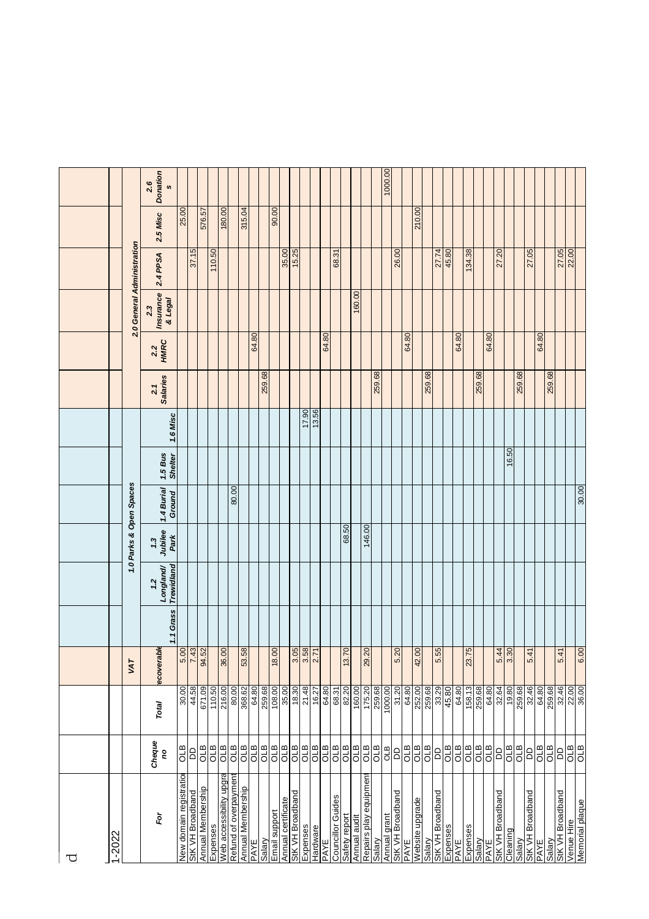d

1-2022

| For | Cheque no | Total | VAT recoverable | 1.0 Parks & Open Spaces | | | | | | 2.0 General Administration | | | | | |
|---|---|---|---|---|---|---|---|---|---|---|---|---|---|---|---|
| | | | | 1.1 Grass | 1.2 Longland/ Trewidland | 1.3 Jubilee Park | 1.4 Burial Ground | 1.5 Bus Shelter | 1.6 Misc | 2.1 Salaries | 2.2 HMRC | 2.3 Insurance & Legal | 2.4 PPSA | 2.5 Misc | 2.6 Donations |
| New domain registration | OLB | 30.00 | 5.00 | | | | | | | | | | | 25.00 | |
| StK VH Broadband | DD | 44.58 | 7.43 | | | | | | | | | | 37.15 | | |
| Annual Membership | OLB | 671.09 | 94.52 | | | | | | | | | | | 576.57 | |
| Expenses | OLB | 110.50 | | | | | | | | | | | 110.50 | | |
| Web accessibility upgrade | OLB | 216.00 | 36.00 | | | | | | | | | | | 180.00 | |
| Refund of overpayment | OLB | 80.00 | | | | | 80.00 | | | | | | | | |
| Annual Membership | OLB | 368.62 | 53.58 | | | | | | | | | | | 315.04 | |
| PAYE | OLB | 64.80 | | | | | | | | | 64.80 | | | | |
| Salary | OLB | 259.68 | | | | | | | | 259.68 | | | | | |
| Email support | OLB | 108.00 | 18.00 | | | | | | | | | | | 90.00 | |
| Annual certificate | OLB | 35.00 | | | | | | | | | | | 35.00 | | |
| StK VH Broadband | OLB | 18.30 | 3.05 | | | | | | | | | | 15.25 | | |
| Expenses | OLB | 21.48 | 3.58 | | | | | | 17.90 | | | | | | |
| Hardware | OLB | 16.27 | 2.71 | | | | | | 13.56 | | | | | | |
| PAYE | OLB | 64.80 | | | | | | | | | 64.80 | | | | |
| Councillor Guides | OLB | 68.31 | | | | | | | | | | | 68.31 | | |
| Safety report | OLB | 82.20 | 13.70 | | | 68.50 | | | | | | | | | |
| Annual audit | OLB | 160.00 | | | | | | | | | | 160.00 | | | |
| Repairs play equipment | OLB | 175.20 | 29.20 | | | 146.00 | | | | | | | | | |
| Salary | OLB | 259.68 | | | | | | | | 259.68 | | | | | |
| Annual grant | OLB | 1000.00 | | | | | | | | | | | | | 1000.00 |
| StK VH Broadband | DD | 31.20 | 5.20 | | | | | | | | | | 26.00 | | |
| PAYE | OLB | 64.80 | | | | | | | | | 64.80 | | | | |
| Website upgrade | OLB | 252.00 | 42.00 | | | | | | | | | | | 210.00 | |
| Salary | OLB | 259.68 | | | | | | | | 259.68 | | | | | |
| StK VH Broadband | DD | 33.29 | 5.55 | | | | | | | | | | 27.74 | | |
| Expenses | OLB | 45.80 | | | | | | | | | | | 45.80 | | |
| PAYE | OLB | 64.80 | | | | | | | | | 64.80 | | | | |
| Expenses | OLB | 158.13 | 23.75 | | | | | | | | | | 134.38 | | |
| Salary | OLB | 259.68 | | | | | | | | 259.68 | | | | | |
| PAYE | OLB | 64.80 | | | | | | | | | 64.80 | | | | |
| StK VH Broadband | DD | 32.64 | 5.44 | | | | | | | | | | 27.20 | | |
| Cleaning | OLB | 19.80 | 3.30 | | | | | 16.50 | | | | | | | |
| Salary | OLB | 259.68 | | | | | | | | 259.68 | | | | | |
| StK VH Broadband | DD | 32.46 | 5.41 | | | | | | | | | | 27.05 | | |
| PAYE | OLB | 64.80 | | | | | | | | | 64.80 | | | | |
| Salary | OLB | 259.68 | | | | | | | | 259.68 | | | | | |
| StK VH Broadband | DD | 32.46 | 5.41 | | | | | | | | | | 27.05 | | |
| Venue Hire | OLB | 22.00 | | | | | | | | | | | 22.00 | | |
| Memorial plaque | OLB | 36.00 | 6.00 | | | | 30.00 | | | | | | | | |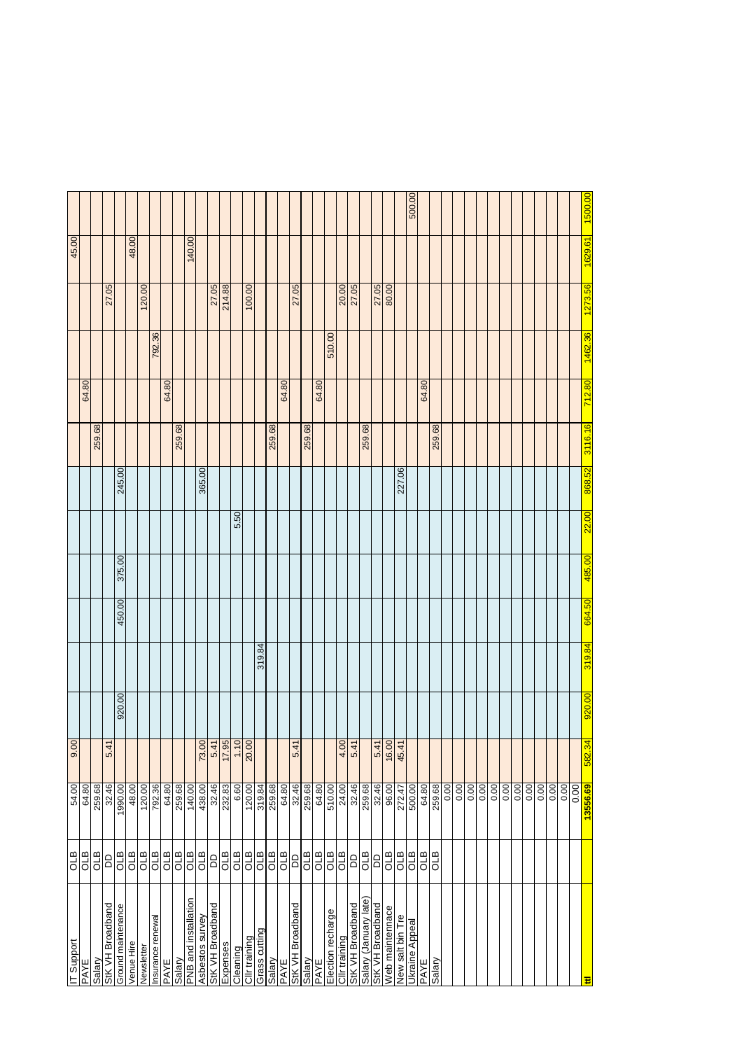| | | | | | | | | | | | | | | | |
|---|---|---|---|---|---|---|---|---|---|---|---|---|---|---|---|
| IT Support | OLB | 54.00 | 9.00 | | | | | | | | | | | 45.00 | |
| PAYE | OLB | 64.80 | | | | | | | | | 64.80 | | | | |
| Salary | OLB | 259.68 | | | | | | | | 259.68 | | | | | |
| StK VH Broadband | DD | 32.46 | 5.41 | | | | | | | | | | 27.05 | | |
| Ground maintenance | OLB | 1990.00 | | 920.00 | | 450.00 | 375.00 | | 245.00 | | | | | | |
| Venue Hire | OLB | 48.00 | | | | | | | | | | | | 48.00 | |
| Newsletter | OLB | 120.00 | | | | | | | | | | | 120.00 | | |
| Insurance renewal | OLB | 792.36 | | | | | | | | | | 792.36 | | | |
| PAYE | OLB | 64.80 | | | | | | | | | 64.80 | | | | |
| Salary | OLB | 259.68 | | | | | | | | 259.68 | | | | | |
| PNB and installation | OLB | 140.00 | | | | | | | | | | | | 140.00 | |
| Asbestos survey | OLB | 438.00 | 73.00 | | | | | | 365.00 | | | | | | |
| StK VH Broadband | DD | 32.46 | 5.41 | | | | | | | | | | 27.05 | | |
| Expenses | OLB | 232.83 | 17.95 | | | | | | | | | | 214.88 | | |
| Cleaning | OLB | 6.60 | 1.10 | | | | | 5.50 | | | | | | | |
| Cllr training | OLB | 120.00 | 20.00 | | | | | | | | | | 100.00 | | |
| Grass cutting | OLB | 319.84 | | | 319.84 | | | | | | | | | | |
| Salary | OLB | 259.68 | | | | | | | | 259.68 | | | | | |
| PAYE | OLB | 64.80 | | | | | | | | | 64.80 | | | | |
| StK VH Broadband | DD | 32.46 | 5.41 | | | | | | | | | | 27.05 | | |
| Salary | OLB | 259.68 | | | | | | | | 259.68 | | | | | |
| PAYE | OLB | 64.80 | | | | | | | | | 64.80 | | | | |
| Election recharge | OLB | 510.00 | | | | | | | | | | 510.00 | | | |
| Cllr training | OLB | 24.00 | 4.00 | | | | | | | | | | 20.00 | | |
| StK VH Broadband | DD | 32.46 | 5.41 | | | | | | | | | | 27.05 | | |
| Salary (January late) | OLB | 259.68 | | | | | | | | 259.68 | | | | | |
| StK VH Broadband | DD | 32.46 | 5.41 | | | | | | | | | | 27.05 | | |
| Web maintennace | OLB | 96.00 | 16.00 | | | | | | | | | | 80.00 | | |
| New salt bin Tre | OLB | 272.47 | 45.41 | | | | | | 227.06 | | | | | | |
| Ukraine Appeal | OLB | 500.00 | | | | | | | | | | | | | 500.00 |
| PAYE | OLB | 64.80 | | | | | | | | | 64.80 | | | | |
| Salary | OLB | 259.68 | | | | | | | | 259.68 | | | | | |
| | | 0.00 | | | | | | | | | | | | | |
| | | 0.00 | | | | | | | | | | | | | |
| | | 0.00 | | | | | | | | | | | | | |
| | | 0.00 | | | | | | | | | | | | | |
| | | 0.00 | | | | | | | | | | | | | |
| | | 0.00 | | | | | | | | | | | | | |
| | | 0.00 | | | | | | | | | | | | | |
| | | 0.00 | | | | | | | | | | | | | |
| | | 0.00 | | | | | | | | | | | | | |
| | | 0.00 | | | | | | | | | | | | | |
| | | 0.00 | | | | | | | | | | | | | |
| | | 0.00 | | | | | | | | | | | | | |
| **ttl** | | **13556.69** | 582.34 | 920.00 | 319.84 | 664.50 | 485.00 | 22.00 | 868.52 | 3116.16 | 712.80 | 1462.36 | 1273.56 | 1629.61 | 1500.00 |